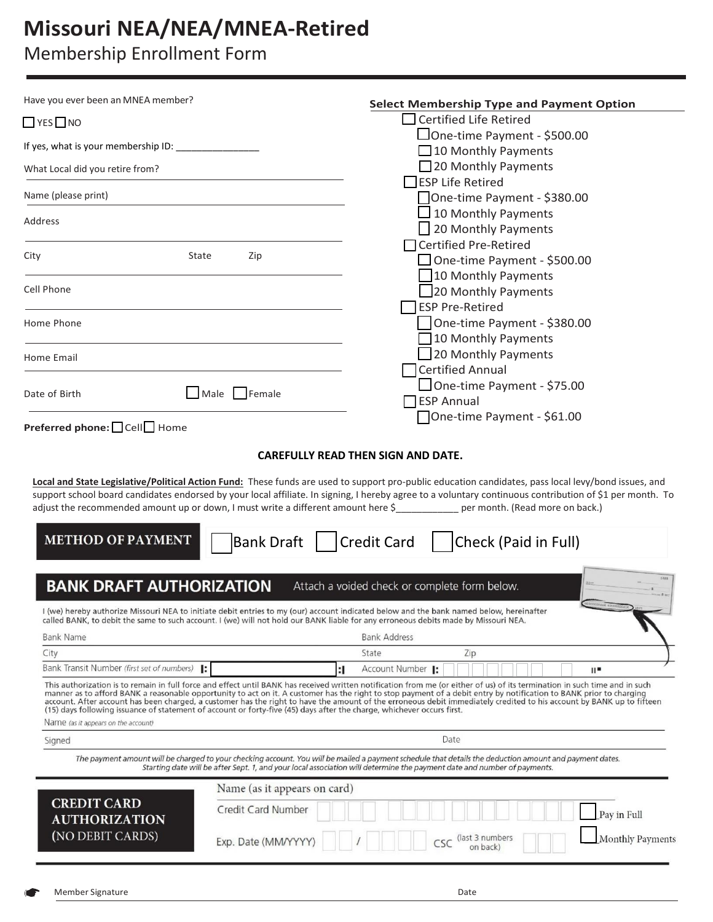# Missouri NEA/NEA/MNEA-Retired

## Membership Enrollment Form

Have you ever been an MNEA member?

☐ YES ☐ NO

If yes, what is your membership ID: _______________

What Local did you retire from?

Name (please print)

Address

City State Zip

Cell Phone

Home Phone

Home Email

Date of Birth ☐ Male ☐ Female

**Preferred phone:** ☐ Cell ☐ Home

**Select Membership Type and Payment Option**

- ☐ Certified Life Retired
  - ☐ One-time Payment - $500.00
  - ☐ 10 Monthly Payments
  - ☐ 20 Monthly Payments
- ☐ ESP Life Retired
  - ☐ One-time Payment - $380.00
  - ☐ 10 Monthly Payments
  - ☐ 20 Monthly Payments
- ☐ Certified Pre-Retired
  - ☐ One-time Payment - $500.00
  - ☐ 10 Monthly Payments
  - ☐ 20 Monthly Payments
- ☐ ESP Pre-Retired
  - ☐ One-time Payment - $380.00
  - ☐ 10 Monthly Payments
  - ☐ 20 Monthly Payments
- ☐ Certified Annual
  - ☐ One-time Payment - $75.00
- ☐ ESP Annual
  - ☐ One-time Payment - $61.00

**CAREFULLY READ THEN SIGN AND DATE.**

**Local and State Legislative/Political Action Fund:** These funds are used to support pro-public education candidates, pass local levy/bond issues, and support school board candidates endorsed by your local affiliate. In signing, I hereby agree to a voluntary continuous contribution of $1 per month. To adjust the recommended amount up or down, I must write a different amount here $____________ per month. (Read more on back.)

**METHOD OF PAYMENT** ☐ Bank Draft ☐ Credit Card ☐ Check (Paid in Full)

## BANK DRAFT AUTHORIZATION

Attach a voided check or complete form below.

I (we) hereby authorize Missouri NEA to initiate debit entries to my (our) account indicated below and the bank named below, hereinafter called BANK, to debit the same to such account. I (we) will not hold our BANK liable for any erroneous debits made by Missouri NEA.

Bank Name Bank Address

City State Zip

Bank Transit Number *(first set of numbers)* Account Number

This authorization is to remain in full force and effect until BANK has received written notification from me (or either of us) of its termination in such time and in such manner as to afford BANK a reasonable opportunity to act on it. A customer has the right to stop payment of a debit entry by notification to BANK prior to charging account. After account has been charged, a customer has the right to have the amount of the erroneous debit immediately credited to his account by BANK up to fifteen (15) days following issuance of statement of account or forty-five (45) days after the charge, whichever occurs first.

Name *(as it appears on the account)*

Signed Date

*The payment amount will be charged to your checking account. You will be mailed a payment schedule that details the deduction amount and payment dates. Starting date will be after Sept. 1, and your local association will determine the payment date and number of payments.*

## CREDIT CARD AUTHORIZATION (NO DEBIT CARDS)

Name (as it appears on card)

Credit Card Number ☐ Pay in Full

Exp. Date (MM/YYYY) / CSC (last 3 numbers on back) ☐ Monthly Payments

Member Signature Date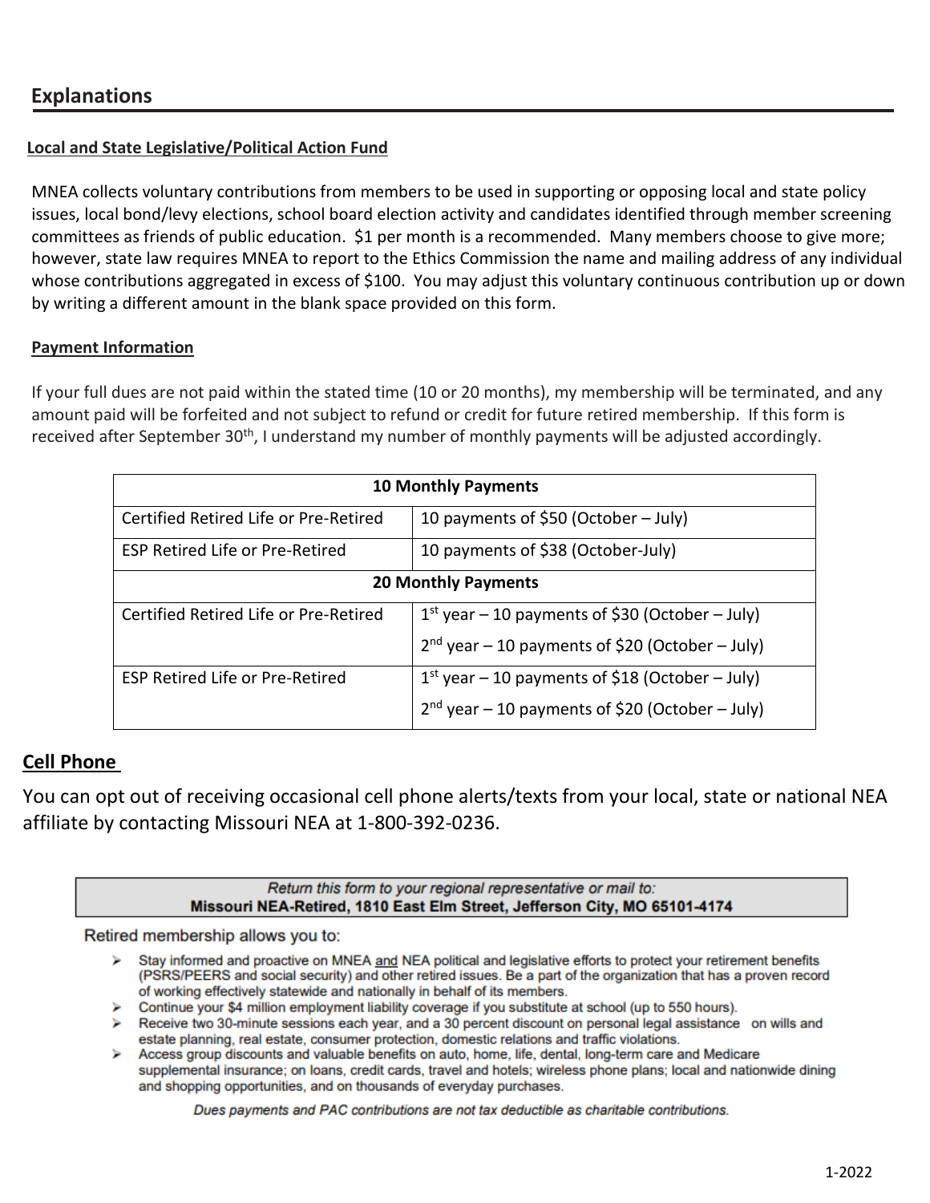## Explanations

**Local and State Legislative/Political Action Fund**

MNEA collects voluntary contributions from members to be used in supporting or opposing local and state policy issues, local bond/levy elections, school board election activity and candidates identified through member screening committees as friends of public education. $1 per month is a recommended. Many members choose to give more; however, state law requires MNEA to report to the Ethics Commission the name and mailing address of any individual whose contributions aggregated in excess of $100. You may adjust this voluntary continuous contribution up or down by writing a different amount in the blank space provided on this form.

**Payment Information**

If your full dues are not paid within the stated time (10 or 20 months), my membership will be terminated, and any amount paid will be forfeited and not subject to refund or credit for future retired membership. If this form is received after September 30th, I understand my number of monthly payments will be adjusted accordingly.

| 10 Monthly Payments | |
|---|---|
| Certified Retired Life or Pre-Retired | 10 payments of $50 (October – July) |
| ESP Retired Life or Pre-Retired | 10 payments of $38 (October-July) |
| **20 Monthly Payments** | |
| Certified Retired Life or Pre-Retired | 1st year – 10 payments of $30 (October – July)<br>2nd year – 10 payments of $20 (October – July) |
| ESP Retired Life or Pre-Retired | 1st year – 10 payments of $18 (October – July)<br>2nd year – 10 payments of $20 (October – July) |

## Cell Phone

You can opt out of receiving occasional cell phone alerts/texts from your local, state or national NEA affiliate by contacting Missouri NEA at 1-800-392-0236.

*Return this form to your regional representative or mail to:*
**Missouri NEA-Retired, 1810 East Elm Street, Jefferson City, MO 65101-4174**

Retired membership allows you to:

- Stay informed and proactive on MNEA and NEA political and legislative efforts to protect your retirement benefits (PSRS/PEERS and social security) and other retired issues. Be a part of the organization that has a proven record of working effectively statewide and nationally in behalf of its members.
- Continue your $4 million employment liability coverage if you substitute at school (up to 550 hours).
- Receive two 30-minute sessions each year, and a 30 percent discount on personal legal assistance on wills and estate planning, real estate, consumer protection, domestic relations and traffic violations.
- Access group discounts and valuable benefits on auto, home, life, dental, long-term care and Medicare supplemental insurance; on loans, credit cards, travel and hotels; wireless phone plans; local and nationwide dining and shopping opportunities, and on thousands of everyday purchases.

*Dues payments and PAC contributions are not tax deductible as charitable contributions.*

1-2022